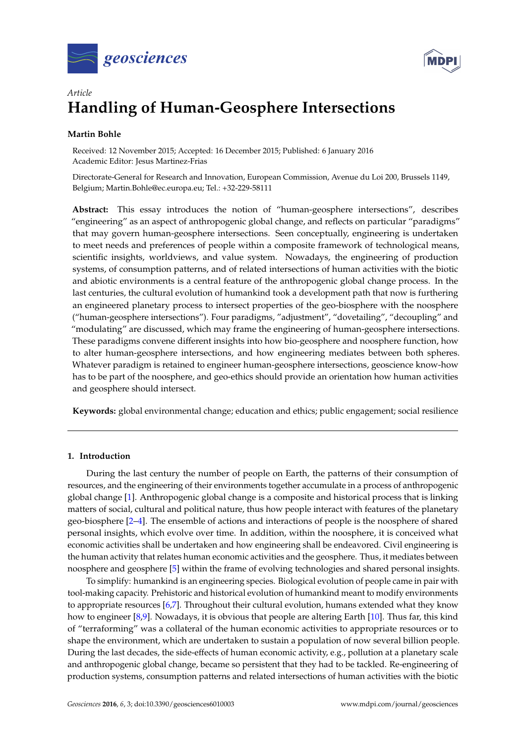*geosciences*

*Article*

# Handling of Human-Geosphere Intersections

**Martin Bohle**

Received: 12 November 2015; Accepted: 16 December 2015; Published: 6 January 2016
Academic Editor: Jesus Martinez-Frias

Directorate-General for Research and Innovation, European Commission, Avenue du Loi 200, Brussels 1149, Belgium; Martin.Bohle@ec.europa.eu; Tel.: +32-229-58111

**Abstract:** This essay introduces the notion of "human-geosphere intersections", describes "engineering" as an aspect of anthropogenic global change, and reflects on particular "paradigms" that may govern human-geosphere intersections. Seen conceptually, engineering is undertaken to meet needs and preferences of people within a composite framework of technological means, scientific insights, worldviews, and value system. Nowadays, the engineering of production systems, of consumption patterns, and of related intersections of human activities with the biotic and abiotic environments is a central feature of the anthropogenic global change process. In the last centuries, the cultural evolution of humankind took a development path that now is furthering an engineered planetary process to intersect properties of the geo-biosphere with the noosphere ("human-geosphere intersections"). Four paradigms, "adjustment", "dovetailing", "decoupling" and "modulating" are discussed, which may frame the engineering of human-geosphere intersections. These paradigms convene different insights into how bio-geosphere and noosphere function, how to alter human-geosphere intersections, and how engineering mediates between both spheres. Whatever paradigm is retained to engineer human-geosphere intersections, geoscience know-how has to be part of the noosphere, and geo-ethics should provide an orientation how human activities and geosphere should intersect.

**Keywords:** global environmental change; education and ethics; public engagement; social resilience

## 1. Introduction

During the last century the number of people on Earth, the patterns of their consumption of resources, and the engineering of their environments together accumulate in a process of anthropogenic global change [1]. Anthropogenic global change is a composite and historical process that is linking matters of social, cultural and political nature, thus how people interact with features of the planetary geo-biosphere [2–4]. The ensemble of actions and interactions of people is the noosphere of shared personal insights, which evolve over time. In addition, within the noosphere, it is conceived what economic activities shall be undertaken and how engineering shall be endeavored. Civil engineering is the human activity that relates human economic activities and the geosphere. Thus, it mediates between noosphere and geosphere [5] within the frame of evolving technologies and shared personal insights.

To simplify: humankind is an engineering species. Biological evolution of people came in pair with tool-making capacity. Prehistoric and historical evolution of humankind meant to modify environments to appropriate resources [6,7]. Throughout their cultural evolution, humans extended what they know how to engineer [8,9]. Nowadays, it is obvious that people are altering Earth [10]. Thus far, this kind of "terraforming" was a collateral of the human economic activities to appropriate resources or to shape the environment, which are undertaken to sustain a population of now several billion people. During the last decades, the side-effects of human economic activity, e.g., pollution at a planetary scale and anthropogenic global change, became so persistent that they had to be tackled. Re-engineering of production systems, consumption patterns and related intersections of human activities with the biotic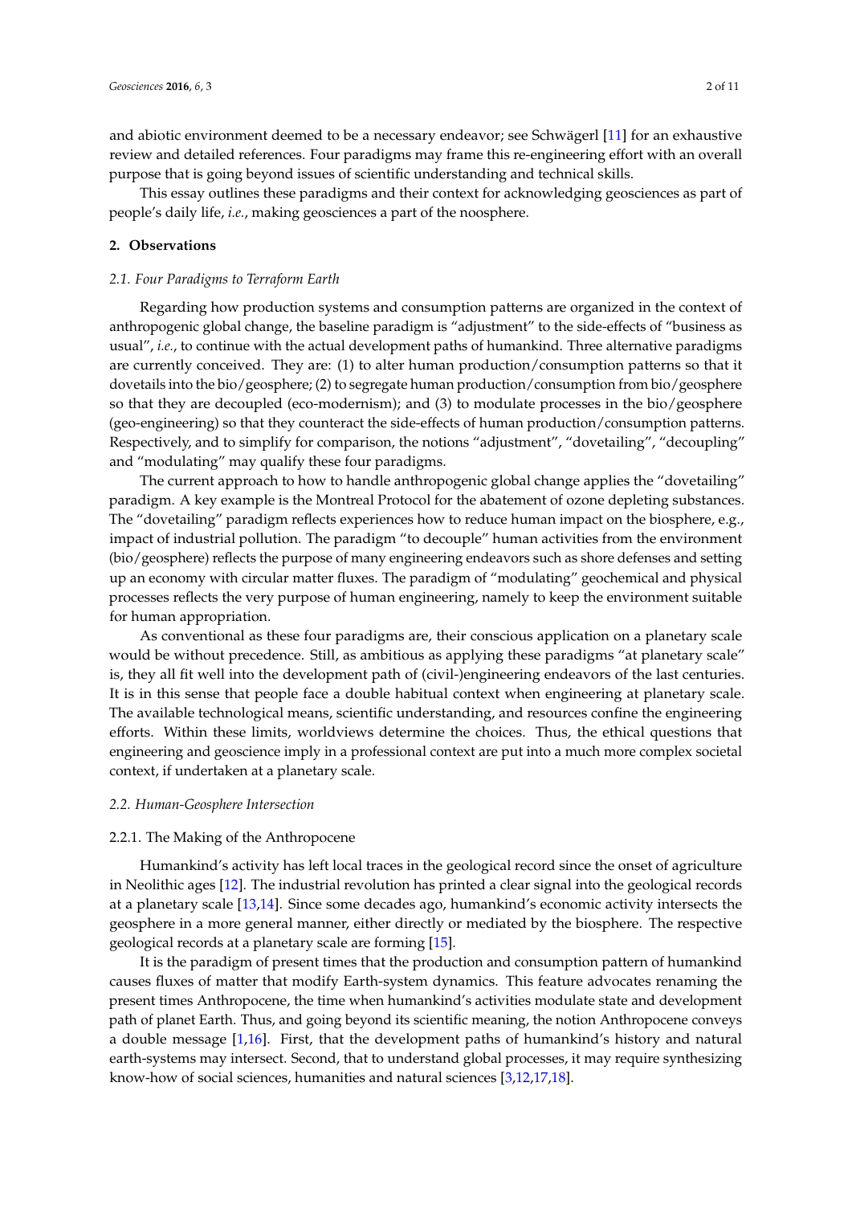and abiotic environment deemed to be a necessary endeavor; see Schwägerl [11] for an exhaustive review and detailed references. Four paradigms may frame this re-engineering effort with an overall purpose that is going beyond issues of scientific understanding and technical skills.

This essay outlines these paradigms and their context for acknowledging geosciences as part of people's daily life, *i.e.*, making geosciences a part of the noosphere.

## 2. Observations

### *2.1. Four Paradigms to Terraform Earth*

Regarding how production systems and consumption patterns are organized in the context of anthropogenic global change, the baseline paradigm is "adjustment" to the side-effects of "business as usual", *i.e.*, to continue with the actual development paths of humankind. Three alternative paradigms are currently conceived. They are: (1) to alter human production/consumption patterns so that it dovetails into the bio/geosphere; (2) to segregate human production/consumption from bio/geosphere so that they are decoupled (eco-modernism); and (3) to modulate processes in the bio/geosphere (geo-engineering) so that they counteract the side-effects of human production/consumption patterns. Respectively, and to simplify for comparison, the notions "adjustment", "dovetailing", "decoupling" and "modulating" may qualify these four paradigms.

The current approach to how to handle anthropogenic global change applies the "dovetailing" paradigm. A key example is the Montreal Protocol for the abatement of ozone depleting substances. The "dovetailing" paradigm reflects experiences how to reduce human impact on the biosphere, e.g., impact of industrial pollution. The paradigm "to decouple" human activities from the environment (bio/geosphere) reflects the purpose of many engineering endeavors such as shore defenses and setting up an economy with circular matter fluxes. The paradigm of "modulating" geochemical and physical processes reflects the very purpose of human engineering, namely to keep the environment suitable for human appropriation.

As conventional as these four paradigms are, their conscious application on a planetary scale would be without precedence. Still, as ambitious as applying these paradigms "at planetary scale" is, they all fit well into the development path of (civil-)engineering endeavors of the last centuries. It is in this sense that people face a double habitual context when engineering at planetary scale. The available technological means, scientific understanding, and resources confine the engineering efforts. Within these limits, worldviews determine the choices. Thus, the ethical questions that engineering and geoscience imply in a professional context are put into a much more complex societal context, if undertaken at a planetary scale.

### *2.2. Human-Geosphere Intersection*

#### 2.2.1. The Making of the Anthropocene

Humankind's activity has left local traces in the geological record since the onset of agriculture in Neolithic ages [12]. The industrial revolution has printed a clear signal into the geological records at a planetary scale [13,14]. Since some decades ago, humankind's economic activity intersects the geosphere in a more general manner, either directly or mediated by the biosphere. The respective geological records at a planetary scale are forming [15].

It is the paradigm of present times that the production and consumption pattern of humankind causes fluxes of matter that modify Earth-system dynamics. This feature advocates renaming the present times Anthropocene, the time when humankind's activities modulate state and development path of planet Earth. Thus, and going beyond its scientific meaning, the notion Anthropocene conveys a double message [1,16]. First, that the development paths of humankind's history and natural earth-systems may intersect. Second, that to understand global processes, it may require synthesizing know-how of social sciences, humanities and natural sciences [3,12,17,18].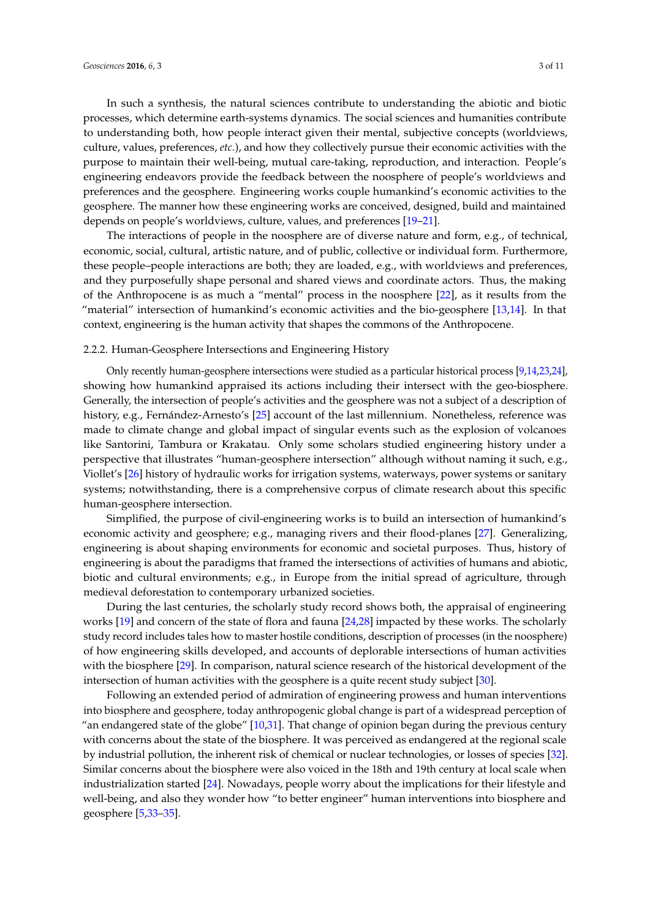In such a synthesis, the natural sciences contribute to understanding the abiotic and biotic processes, which determine earth-systems dynamics. The social sciences and humanities contribute to understanding both, how people interact given their mental, subjective concepts (worldviews, culture, values, preferences, *etc.*), and how they collectively pursue their economic activities with the purpose to maintain their well-being, mutual care-taking, reproduction, and interaction. People's engineering endeavors provide the feedback between the noosphere of people's worldviews and preferences and the geosphere. Engineering works couple humankind's economic activities to the geosphere. The manner how these engineering works are conceived, designed, build and maintained depends on people's worldviews, culture, values, and preferences [19–21].

The interactions of people in the noosphere are of diverse nature and form, e.g., of technical, economic, social, cultural, artistic nature, and of public, collective or individual form. Furthermore, these people–people interactions are both; they are loaded, e.g., with worldviews and preferences, and they purposefully shape personal and shared views and coordinate actors. Thus, the making of the Anthropocene is as much a "mental" process in the noosphere [22], as it results from the "material" intersection of humankind's economic activities and the bio-geosphere [13,14]. In that context, engineering is the human activity that shapes the commons of the Anthropocene.

### 2.2.2. Human-Geosphere Intersections and Engineering History

Only recently human-geosphere intersections were studied as a particular historical process [9,14,23,24], showing how humankind appraised its actions including their intersect with the geo-biosphere. Generally, the intersection of people's activities and the geosphere was not a subject of a description of history, e.g., Fernández-Arnesto's [25] account of the last millennium. Nonetheless, reference was made to climate change and global impact of singular events such as the explosion of volcanoes like Santorini, Tambura or Krakatau. Only some scholars studied engineering history under a perspective that illustrates "human-geosphere intersection" although without naming it such, e.g., Viollet's [26] history of hydraulic works for irrigation systems, waterways, power systems or sanitary systems; notwithstanding, there is a comprehensive corpus of climate research about this specific human-geosphere intersection.

Simplified, the purpose of civil-engineering works is to build an intersection of humankind's economic activity and geosphere; e.g., managing rivers and their flood-planes [27]. Generalizing, engineering is about shaping environments for economic and societal purposes. Thus, history of engineering is about the paradigms that framed the intersections of activities of humans and abiotic, biotic and cultural environments; e.g., in Europe from the initial spread of agriculture, through medieval deforestation to contemporary urbanized societies.

During the last centuries, the scholarly study record shows both, the appraisal of engineering works [19] and concern of the state of flora and fauna [24,28] impacted by these works. The scholarly study record includes tales how to master hostile conditions, description of processes (in the noosphere) of how engineering skills developed, and accounts of deplorable intersections of human activities with the biosphere [29]. In comparison, natural science research of the historical development of the intersection of human activities with the geosphere is a quite recent study subject [30].

Following an extended period of admiration of engineering prowess and human interventions into biosphere and geosphere, today anthropogenic global change is part of a widespread perception of "an endangered state of the globe" [10,31]. That change of opinion began during the previous century with concerns about the state of the biosphere. It was perceived as endangered at the regional scale by industrial pollution, the inherent risk of chemical or nuclear technologies, or losses of species [32]. Similar concerns about the biosphere were also voiced in the 18th and 19th century at local scale when industrialization started [24]. Nowadays, people worry about the implications for their lifestyle and well-being, and also they wonder how "to better engineer" human interventions into biosphere and geosphere [5,33–35].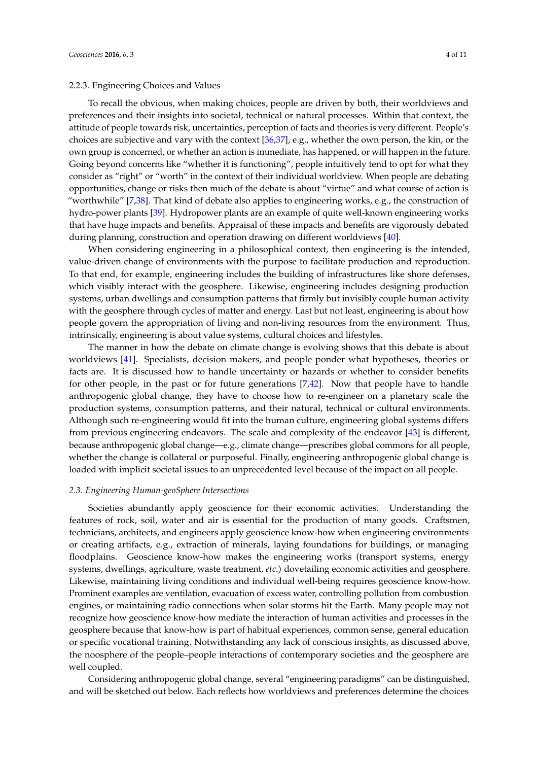#### 2.2.3. Engineering Choices and Values

To recall the obvious, when making choices, people are driven by both, their worldviews and preferences and their insights into societal, technical or natural processes. Within that context, the attitude of people towards risk, uncertainties, perception of facts and theories is very different. People's choices are subjective and vary with the context [36,37], e.g., whether the own person, the kin, or the own group is concerned, or whether an action is immediate, has happened, or will happen in the future. Going beyond concerns like "whether it is functioning", people intuitively tend to opt for what they consider as "right" or "worth" in the context of their individual worldview. When people are debating opportunities, change or risks then much of the debate is about "virtue" and what course of action is "worthwhile" [7,38]. That kind of debate also applies to engineering works, e.g., the construction of hydro-power plants [39]. Hydropower plants are an example of quite well-known engineering works that have huge impacts and benefits. Appraisal of these impacts and benefits are vigorously debated during planning, construction and operation drawing on different worldviews [40].

When considering engineering in a philosophical context, then engineering is the intended, value-driven change of environments with the purpose to facilitate production and reproduction. To that end, for example, engineering includes the building of infrastructures like shore defenses, which visibly interact with the geosphere. Likewise, engineering includes designing production systems, urban dwellings and consumption patterns that firmly but invisibly couple human activity with the geosphere through cycles of matter and energy. Last but not least, engineering is about how people govern the appropriation of living and non-living resources from the environment. Thus, intrinsically, engineering is about value systems, cultural choices and lifestyles.

The manner in how the debate on climate change is evolving shows that this debate is about worldviews [41]. Specialists, decision makers, and people ponder what hypotheses, theories or facts are. It is discussed how to handle uncertainty or hazards or whether to consider benefits for other people, in the past or for future generations [7,42]. Now that people have to handle anthropogenic global change, they have to choose how to re-engineer on a planetary scale the production systems, consumption patterns, and their natural, technical or cultural environments. Although such re-engineering would fit into the human culture, engineering global systems differs from previous engineering endeavors. The scale and complexity of the endeavor [43] is different, because anthropogenic global change—e.g., climate change—prescribes global commons for all people, whether the change is collateral or purposeful. Finally, engineering anthropogenic global change is loaded with implicit societal issues to an unprecedented level because of the impact on all people.

### *2.3. Engineering Human-geoSphere Intersections*

Societies abundantly apply geoscience for their economic activities. Understanding the features of rock, soil, water and air is essential for the production of many goods. Craftsmen, technicians, architects, and engineers apply geoscience know-how when engineering environments or creating artifacts, e.g., extraction of minerals, laying foundations for buildings, or managing floodplains. Geoscience know-how makes the engineering works (transport systems, energy systems, dwellings, agriculture, waste treatment, *etc.*) dovetailing economic activities and geosphere. Likewise, maintaining living conditions and individual well-being requires geoscience know-how. Prominent examples are ventilation, evacuation of excess water, controlling pollution from combustion engines, or maintaining radio connections when solar storms hit the Earth. Many people may not recognize how geoscience know-how mediate the interaction of human activities and processes in the geosphere because that know-how is part of habitual experiences, common sense, general education or specific vocational training. Notwithstanding any lack of conscious insights, as discussed above, the noosphere of the people–people interactions of contemporary societies and the geosphere are well coupled.

Considering anthropogenic global change, several "engineering paradigms" can be distinguished, and will be sketched out below. Each reflects how worldviews and preferences determine the choices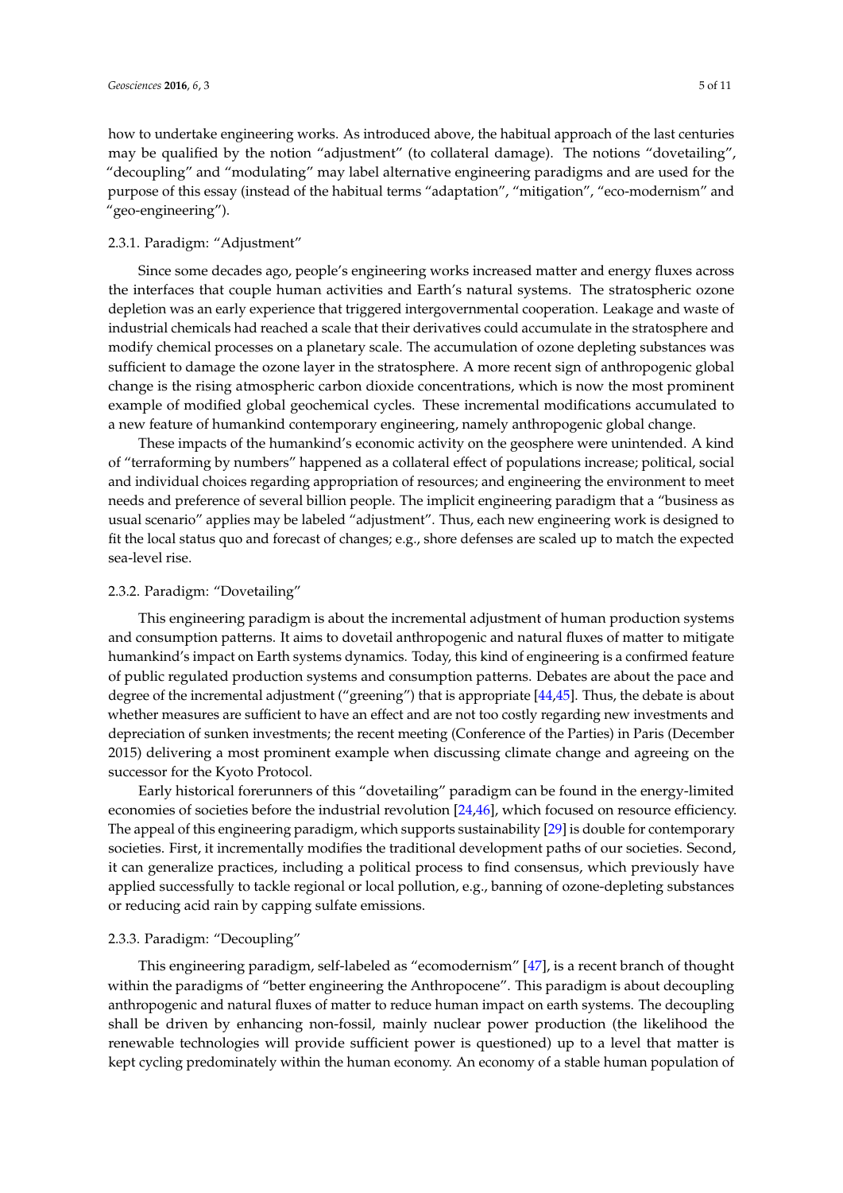how to undertake engineering works. As introduced above, the habitual approach of the last centuries may be qualified by the notion "adjustment" (to collateral damage). The notions "dovetailing", "decoupling" and "modulating" may label alternative engineering paradigms and are used for the purpose of this essay (instead of the habitual terms "adaptation", "mitigation", "eco-modernism" and "geo-engineering").

### 2.3.1. Paradigm: "Adjustment"

Since some decades ago, people's engineering works increased matter and energy fluxes across the interfaces that couple human activities and Earth's natural systems. The stratospheric ozone depletion was an early experience that triggered intergovernmental cooperation. Leakage and waste of industrial chemicals had reached a scale that their derivatives could accumulate in the stratosphere and modify chemical processes on a planetary scale. The accumulation of ozone depleting substances was sufficient to damage the ozone layer in the stratosphere. A more recent sign of anthropogenic global change is the rising atmospheric carbon dioxide concentrations, which is now the most prominent example of modified global geochemical cycles. These incremental modifications accumulated to a new feature of humankind contemporary engineering, namely anthropogenic global change.

These impacts of the humankind's economic activity on the geosphere were unintended. A kind of "terraforming by numbers" happened as a collateral effect of populations increase; political, social and individual choices regarding appropriation of resources; and engineering the environment to meet needs and preference of several billion people. The implicit engineering paradigm that a "business as usual scenario" applies may be labeled "adjustment". Thus, each new engineering work is designed to fit the local status quo and forecast of changes; e.g., shore defenses are scaled up to match the expected sea-level rise.

### 2.3.2. Paradigm: "Dovetailing"

This engineering paradigm is about the incremental adjustment of human production systems and consumption patterns. It aims to dovetail anthropogenic and natural fluxes of matter to mitigate humankind's impact on Earth systems dynamics. Today, this kind of engineering is a confirmed feature of public regulated production systems and consumption patterns. Debates are about the pace and degree of the incremental adjustment ("greening") that is appropriate [44,45]. Thus, the debate is about whether measures are sufficient to have an effect and are not too costly regarding new investments and depreciation of sunken investments; the recent meeting (Conference of the Parties) in Paris (December 2015) delivering a most prominent example when discussing climate change and agreeing on the successor for the Kyoto Protocol.

Early historical forerunners of this "dovetailing" paradigm can be found in the energy-limited economies of societies before the industrial revolution [24,46], which focused on resource efficiency. The appeal of this engineering paradigm, which supports sustainability [29] is double for contemporary societies. First, it incrementally modifies the traditional development paths of our societies. Second, it can generalize practices, including a political process to find consensus, which previously have applied successfully to tackle regional or local pollution, e.g., banning of ozone-depleting substances or reducing acid rain by capping sulfate emissions.

### 2.3.3. Paradigm: "Decoupling"

This engineering paradigm, self-labeled as "ecomodernism" [47], is a recent branch of thought within the paradigms of "better engineering the Anthropocene". This paradigm is about decoupling anthropogenic and natural fluxes of matter to reduce human impact on earth systems. The decoupling shall be driven by enhancing non-fossil, mainly nuclear power production (the likelihood the renewable technologies will provide sufficient power is questioned) up to a level that matter is kept cycling predominately within the human economy. An economy of a stable human population of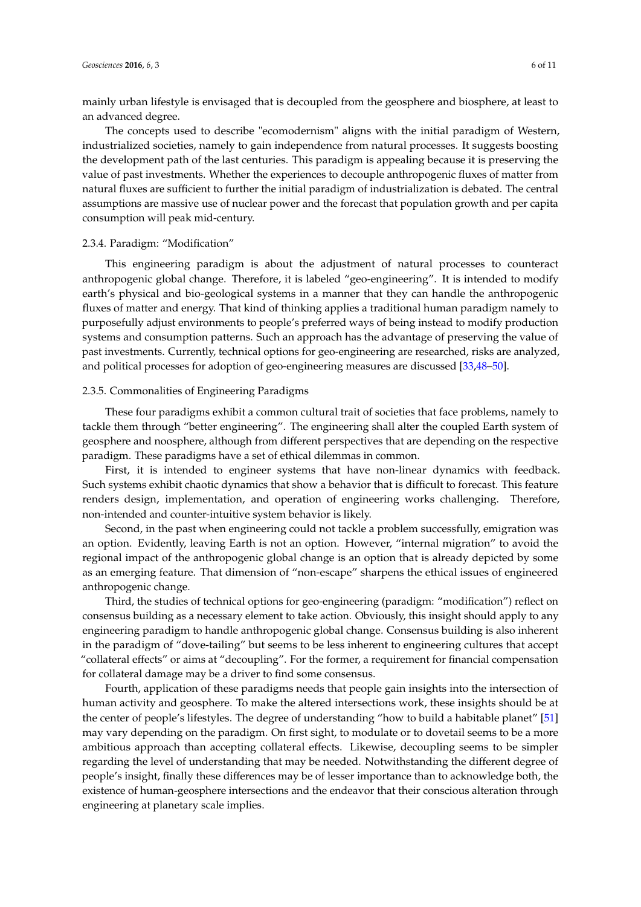mainly urban lifestyle is envisaged that is decoupled from the geosphere and biosphere, at least to an advanced degree.

The concepts used to describe "ecomodernism" aligns with the initial paradigm of Western, industrialized societies, namely to gain independence from natural processes. It suggests boosting the development path of the last centuries. This paradigm is appealing because it is preserving the value of past investments. Whether the experiences to decouple anthropogenic fluxes of matter from natural fluxes are sufficient to further the initial paradigm of industrialization is debated. The central assumptions are massive use of nuclear power and the forecast that population growth and per capita consumption will peak mid-century.

### 2.3.4. Paradigm: "Modification"

This engineering paradigm is about the adjustment of natural processes to counteract anthropogenic global change. Therefore, it is labeled "geo-engineering". It is intended to modify earth's physical and bio-geological systems in a manner that they can handle the anthropogenic fluxes of matter and energy. That kind of thinking applies a traditional human paradigm namely to purposefully adjust environments to people's preferred ways of being instead to modify production systems and consumption patterns. Such an approach has the advantage of preserving the value of past investments. Currently, technical options for geo-engineering are researched, risks are analyzed, and political processes for adoption of geo-engineering measures are discussed [33,48–50].

### 2.3.5. Commonalities of Engineering Paradigms

These four paradigms exhibit a common cultural trait of societies that face problems, namely to tackle them through "better engineering". The engineering shall alter the coupled Earth system of geosphere and noosphere, although from different perspectives that are depending on the respective paradigm. These paradigms have a set of ethical dilemmas in common.

First, it is intended to engineer systems that have non-linear dynamics with feedback. Such systems exhibit chaotic dynamics that show a behavior that is difficult to forecast. This feature renders design, implementation, and operation of engineering works challenging. Therefore, non-intended and counter-intuitive system behavior is likely.

Second, in the past when engineering could not tackle a problem successfully, emigration was an option. Evidently, leaving Earth is not an option. However, "internal migration" to avoid the regional impact of the anthropogenic global change is an option that is already depicted by some as an emerging feature. That dimension of "non-escape" sharpens the ethical issues of engineered anthropogenic change.

Third, the studies of technical options for geo-engineering (paradigm: "modification") reflect on consensus building as a necessary element to take action. Obviously, this insight should apply to any engineering paradigm to handle anthropogenic global change. Consensus building is also inherent in the paradigm of "dove-tailing" but seems to be less inherent to engineering cultures that accept "collateral effects" or aims at "decoupling". For the former, a requirement for financial compensation for collateral damage may be a driver to find some consensus.

Fourth, application of these paradigms needs that people gain insights into the intersection of human activity and geosphere. To make the altered intersections work, these insights should be at the center of people's lifestyles. The degree of understanding "how to build a habitable planet" [51] may vary depending on the paradigm. On first sight, to modulate or to dovetail seems to be a more ambitious approach than accepting collateral effects. Likewise, decoupling seems to be simpler regarding the level of understanding that may be needed. Notwithstanding the different degree of people's insight, finally these differences may be of lesser importance than to acknowledge both, the existence of human-geosphere intersections and the endeavor that their conscious alteration through engineering at planetary scale implies.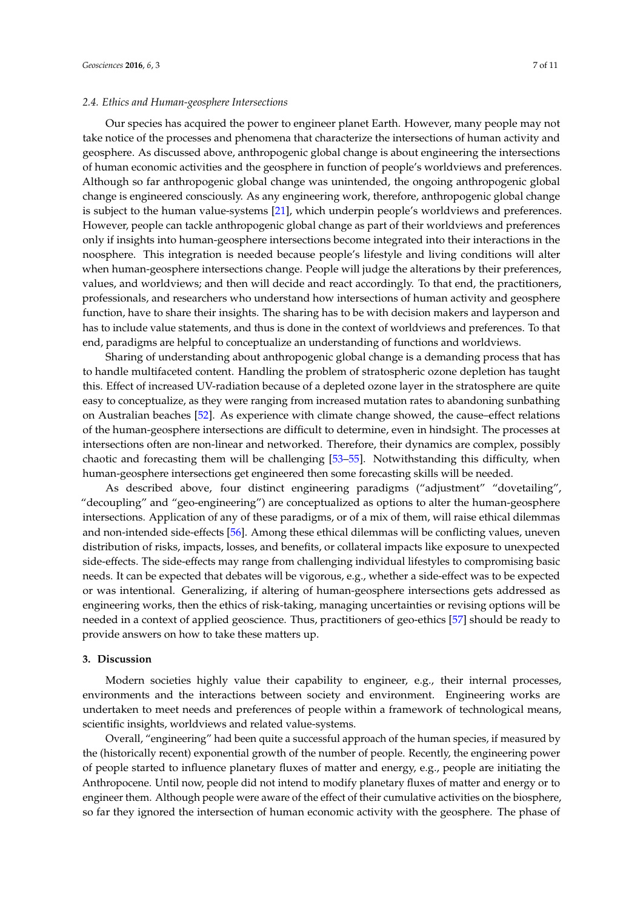### 2.4. Ethics and Human-geosphere Intersections

Our species has acquired the power to engineer planet Earth. However, many people may not take notice of the processes and phenomena that characterize the intersections of human activity and geosphere. As discussed above, anthropogenic global change is about engineering the intersections of human economic activities and the geosphere in function of people's worldviews and preferences. Although so far anthropogenic global change was unintended, the ongoing anthropogenic global change is engineered consciously. As any engineering work, therefore, anthropogenic global change is subject to the human value-systems [21], which underpin people's worldviews and preferences. However, people can tackle anthropogenic global change as part of their worldviews and preferences only if insights into human-geosphere intersections become integrated into their interactions in the noosphere. This integration is needed because people's lifestyle and living conditions will alter when human-geosphere intersections change. People will judge the alterations by their preferences, values, and worldviews; and then will decide and react accordingly. To that end, the practitioners, professionals, and researchers who understand how intersections of human activity and geosphere function, have to share their insights. The sharing has to be with decision makers and layperson and has to include value statements, and thus is done in the context of worldviews and preferences. To that end, paradigms are helpful to conceptualize an understanding of functions and worldviews.

Sharing of understanding about anthropogenic global change is a demanding process that has to handle multifaceted content. Handling the problem of stratospheric ozone depletion has taught this. Effect of increased UV-radiation because of a depleted ozone layer in the stratosphere are quite easy to conceptualize, as they were ranging from increased mutation rates to abandoning sunbathing on Australian beaches [52]. As experience with climate change showed, the cause–effect relations of the human-geosphere intersections are difficult to determine, even in hindsight. The processes at intersections often are non-linear and networked. Therefore, their dynamics are complex, possibly chaotic and forecasting them will be challenging [53–55]. Notwithstanding this difficulty, when human-geosphere intersections get engineered then some forecasting skills will be needed.

As described above, four distinct engineering paradigms ("adjustment" "dovetailing", "decoupling" and "geo-engineering") are conceptualized as options to alter the human-geosphere intersections. Application of any of these paradigms, or of a mix of them, will raise ethical dilemmas and non-intended side-effects [56]. Among these ethical dilemmas will be conflicting values, uneven distribution of risks, impacts, losses, and benefits, or collateral impacts like exposure to unexpected side-effects. The side-effects may range from challenging individual lifestyles to compromising basic needs. It can be expected that debates will be vigorous, e.g., whether a side-effect was to be expected or was intentional. Generalizing, if altering of human-geosphere intersections gets addressed as engineering works, then the ethics of risk-taking, managing uncertainties or revising options will be needed in a context of applied geoscience. Thus, practitioners of geo-ethics [57] should be ready to provide answers on how to take these matters up.

## 3. Discussion

Modern societies highly value their capability to engineer, e.g., their internal processes, environments and the interactions between society and environment. Engineering works are undertaken to meet needs and preferences of people within a framework of technological means, scientific insights, worldviews and related value-systems.

Overall, "engineering" had been quite a successful approach of the human species, if measured by the (historically recent) exponential growth of the number of people. Recently, the engineering power of people started to influence planetary fluxes of matter and energy, e.g., people are initiating the Anthropocene. Until now, people did not intend to modify planetary fluxes of matter and energy or to engineer them. Although people were aware of the effect of their cumulative activities on the biosphere, so far they ignored the intersection of human economic activity with the geosphere. The phase of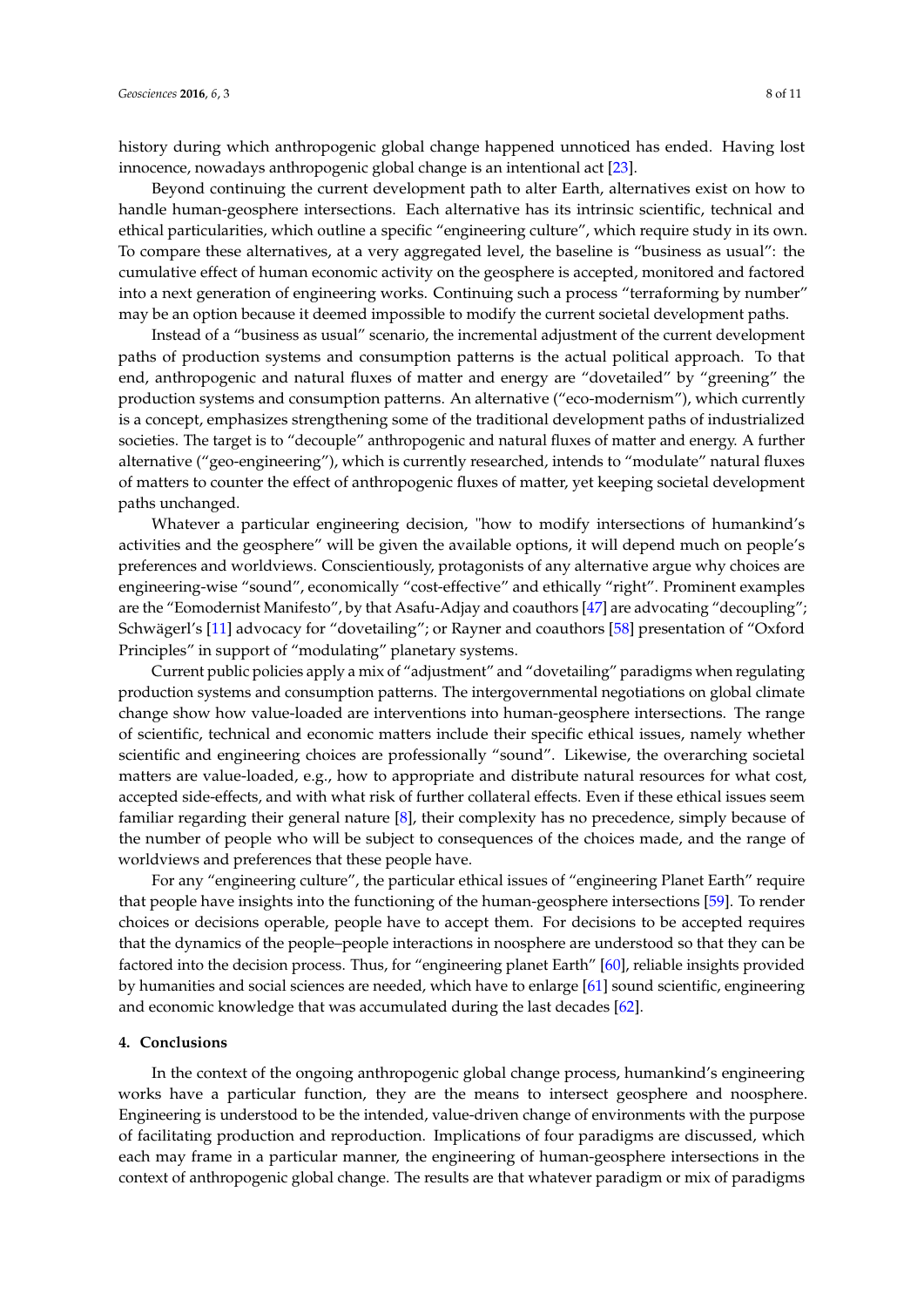history during which anthropogenic global change happened unnoticed has ended. Having lost innocence, nowadays anthropogenic global change is an intentional act [23].

Beyond continuing the current development path to alter Earth, alternatives exist on how to handle human-geosphere intersections. Each alternative has its intrinsic scientific, technical and ethical particularities, which outline a specific "engineering culture", which require study in its own. To compare these alternatives, at a very aggregated level, the baseline is "business as usual": the cumulative effect of human economic activity on the geosphere is accepted, monitored and factored into a next generation of engineering works. Continuing such a process "terraforming by number" may be an option because it deemed impossible to modify the current societal development paths.

Instead of a "business as usual" scenario, the incremental adjustment of the current development paths of production systems and consumption patterns is the actual political approach. To that end, anthropogenic and natural fluxes of matter and energy are "dovetailed" by "greening" the production systems and consumption patterns. An alternative ("eco-modernism"), which currently is a concept, emphasizes strengthening some of the traditional development paths of industrialized societies. The target is to "decouple" anthropogenic and natural fluxes of matter and energy. A further alternative ("geo-engineering"), which is currently researched, intends to "modulate" natural fluxes of matters to counter the effect of anthropogenic fluxes of matter, yet keeping societal development paths unchanged.

Whatever a particular engineering decision, "how to modify intersections of humankind's activities and the geosphere" will be given the available options, it will depend much on people's preferences and worldviews. Conscientiously, protagonists of any alternative argue why choices are engineering-wise "sound", economically "cost-effective" and ethically "right". Prominent examples are the "Eomodernist Manifesto", by that Asafu-Adjay and coauthors [47] are advocating "decoupling"; Schwägerl's [11] advocacy for "dovetailing"; or Rayner and coauthors [58] presentation of "Oxford Principles" in support of "modulating" planetary systems.

Current public policies apply a mix of "adjustment" and "dovetailing" paradigms when regulating production systems and consumption patterns. The intergovernmental negotiations on global climate change show how value-loaded are interventions into human-geosphere intersections. The range of scientific, technical and economic matters include their specific ethical issues, namely whether scientific and engineering choices are professionally "sound". Likewise, the overarching societal matters are value-loaded, e.g., how to appropriate and distribute natural resources for what cost, accepted side-effects, and with what risk of further collateral effects. Even if these ethical issues seem familiar regarding their general nature [8], their complexity has no precedence, simply because of the number of people who will be subject to consequences of the choices made, and the range of worldviews and preferences that these people have.

For any "engineering culture", the particular ethical issues of "engineering Planet Earth" require that people have insights into the functioning of the human-geosphere intersections [59]. To render choices or decisions operable, people have to accept them. For decisions to be accepted requires that the dynamics of the people–people interactions in noosphere are understood so that they can be factored into the decision process. Thus, for "engineering planet Earth" [60], reliable insights provided by humanities and social sciences are needed, which have to enlarge [61] sound scientific, engineering and economic knowledge that was accumulated during the last decades [62].

## 4. Conclusions

In the context of the ongoing anthropogenic global change process, humankind's engineering works have a particular function, they are the means to intersect geosphere and noosphere. Engineering is understood to be the intended, value-driven change of environments with the purpose of facilitating production and reproduction. Implications of four paradigms are discussed, which each may frame in a particular manner, the engineering of human-geosphere intersections in the context of anthropogenic global change. The results are that whatever paradigm or mix of paradigms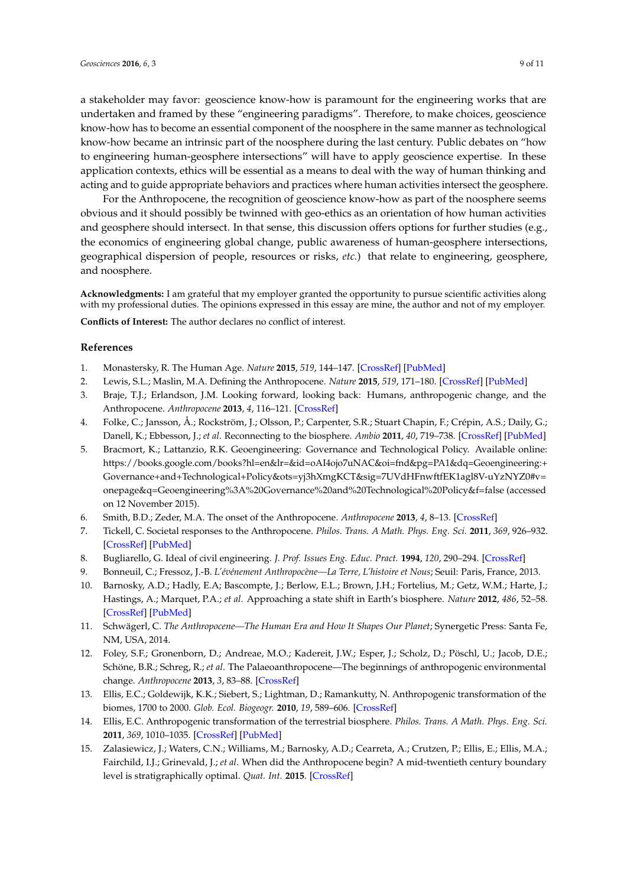a stakeholder may favor: geoscience know-how is paramount for the engineering works that are undertaken and framed by these "engineering paradigms". Therefore, to make choices, geoscience know-how has to become an essential component of the noosphere in the same manner as technological know-how became an intrinsic part of the noosphere during the last century. Public debates on "how to engineering human-geosphere intersections" will have to apply geoscience expertise. In these application contexts, ethics will be essential as a means to deal with the way of human thinking and acting and to guide appropriate behaviors and practices where human activities intersect the geosphere.

For the Anthropocene, the recognition of geoscience know-how as part of the noosphere seems obvious and it should possibly be twinned with geo-ethics as an orientation of how human activities and geosphere should intersect. In that sense, this discussion offers options for further studies (e.g., the economics of engineering global change, public awareness of human-geosphere intersections, geographical dispersion of people, resources or risks, *etc.*) that relate to engineering, geosphere, and noosphere.

**Acknowledgments:** I am grateful that my employer granted the opportunity to pursue scientific activities along with my professional duties. The opinions expressed in this essay are mine, the author and not of my employer.

**Conflicts of Interest:** The author declares no conflict of interest.

## References

1. Monastersky, R. The Human Age. *Nature* **2015**, *519*, 144–147. [CrossRef] [PubMed]
2. Lewis, S.L.; Maslin, M.A. Defining the Anthropocene. *Nature* **2015**, *519*, 171–180. [CrossRef] [PubMed]
3. Braje, T.J.; Erlandson, J.M. Looking forward, looking back: Humans, anthropogenic change, and the Anthropocene. *Anthropocene* **2013**, *4*, 116–121. [CrossRef]
4. Folke, C.; Jansson, Å.; Rockström, J.; Olsson, P.; Carpenter, S.R.; Stuart Chapin, F.; Crépin, A.S.; Daily, G.; Danell, K.; Ebbesson, J.; *et al*. Reconnecting to the biosphere. *Ambio* **2011**, *40*, 719–738. [CrossRef] [PubMed]
5. Bracmort, K.; Lattanzio, R.K. Geoengineering: Governance and Technological Policy. Available online: https://books.google.com/books?hl=en&lr=&id=oAI4ojo7uNAC&oi=fnd&pg=PA1&dq=Geoengineering:+Governance+and+Technological+Policy&ots=yj3hXmgKCT&sig=7UVdHFnwftfEK1agl8V-uYzNYZ0#v=onepage&q=Geoengineering%3A%20Governance%20and%20Technological%20Policy&f=false (accessed on 12 November 2015).
6. Smith, B.D.; Zeder, M.A. The onset of the Anthropocene. *Anthropocene* **2013**, *4*, 8–13. [CrossRef]
7. Tickell, C. Societal responses to the Anthropocene. *Philos. Trans. A Math. Phys. Eng. Sci.* **2011**, *369*, 926–932. [CrossRef] [PubMed]
8. Bugliarello, G. Ideal of civil engineering. *J. Prof. Issues Eng. Educ. Pract.* **1994**, *120*, 290–294. [CrossRef]
9. Bonneuil, C.; Fressoz, J.-B. *L'événement Anthropocène—La Terre, L'histoire et Nous*; Seuil: Paris, France, 2013.
10. Barnosky, A.D.; Hadly, E.A; Bascompte, J.; Berlow, E.L.; Brown, J.H.; Fortelius, M.; Getz, W.M.; Harte, J.; Hastings, A.; Marquet, P.A.; *et al*. Approaching a state shift in Earth's biosphere. *Nature* **2012**, *486*, 52–58. [CrossRef] [PubMed]
11. Schwägerl, C. *The Anthropocene—The Human Era and How It Shapes Our Planet*; Synergetic Press: Santa Fe, NM, USA, 2014.
12. Foley, S.F.; Gronenborn, D.; Andreae, M.O.; Kadereit, J.W.; Esper, J.; Scholz, D.; Pöschl, U.; Jacob, D.E.; Schöne, B.R.; Schreg, R.; *et al*. The Palaeoanthropocene—The beginnings of anthropogenic environmental change. *Anthropocene* **2013**, *3*, 83–88. [CrossRef]
13. Ellis, E.C.; Goldewijk, K.K.; Siebert, S.; Lightman, D.; Ramankutty, N. Anthropogenic transformation of the biomes, 1700 to 2000. *Glob. Ecol. Biogeogr.* **2010**, *19*, 589–606. [CrossRef]
14. Ellis, E.C. Anthropogenic transformation of the terrestrial biosphere. *Philos. Trans. A Math. Phys. Eng. Sci.* **2011**, *369*, 1010–1035. [CrossRef] [PubMed]
15. Zalasiewicz, J.; Waters, C.N.; Williams, M.; Barnosky, A.D.; Cearreta, A.; Crutzen, P.; Ellis, E.; Ellis, M.A.; Fairchild, I.J.; Grinevald, J.; *et al*. When did the Anthropocene begin? A mid-twentieth century boundary level is stratigraphically optimal. *Quat. Int.* **2015**. [CrossRef]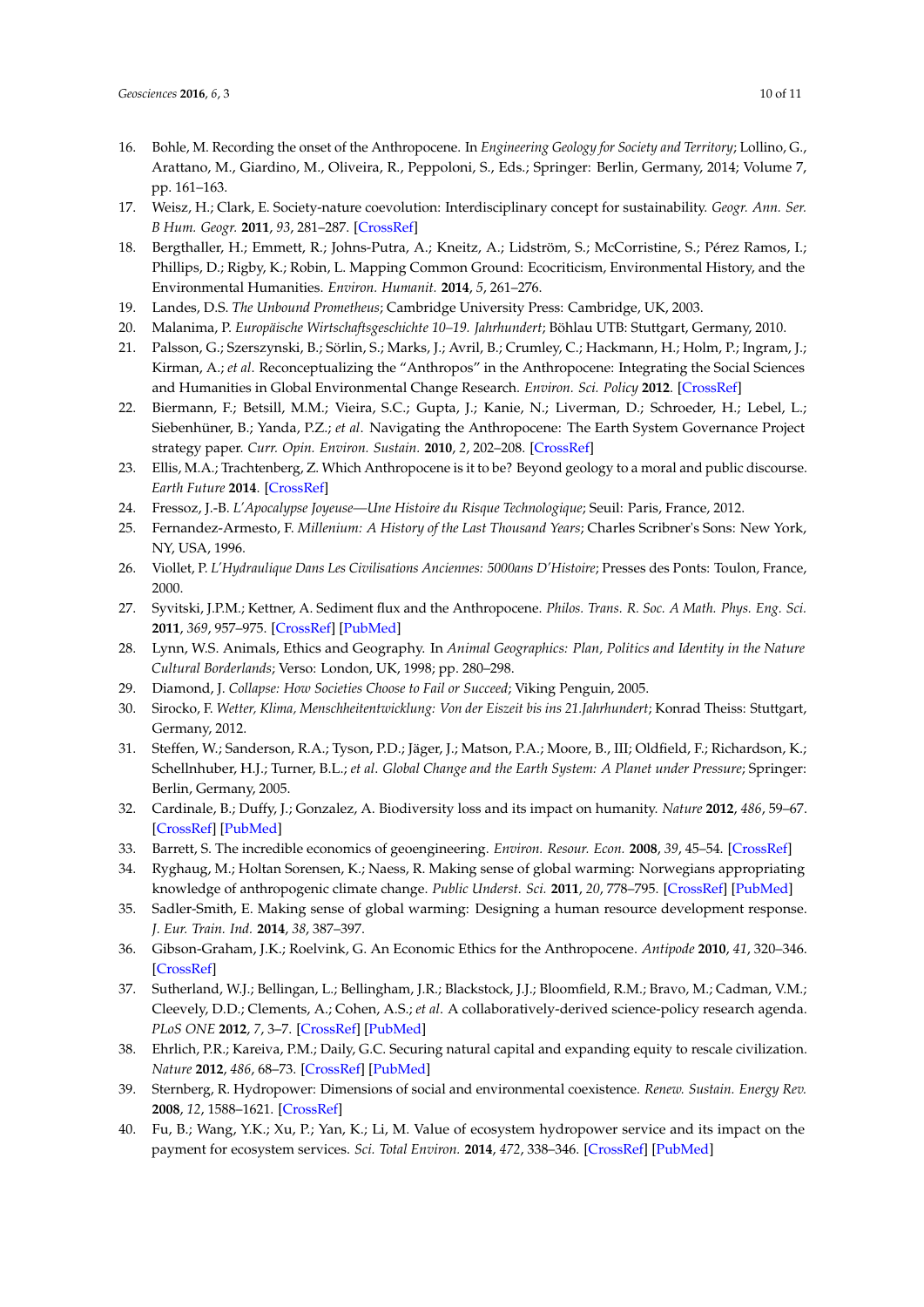16. Bohle, M. Recording the onset of the Anthropocene. In *Engineering Geology for Society and Territory*; Lollino, G., Arattano, M., Giardino, M., Oliveira, R., Peppoloni, S., Eds.; Springer: Berlin, Germany, 2014; Volume 7, pp. 161–163.
17. Weisz, H.; Clark, E. Society-nature coevolution: Interdisciplinary concept for sustainability. *Geogr. Ann. Ser. B Hum. Geogr.* **2011**, *93*, 281–287. [CrossRef]
18. Bergthaller, H.; Emmett, R.; Johns-Putra, A.; Kneitz, A.; Lidström, S.; McCorristine, S.; Pérez Ramos, I.; Phillips, D.; Rigby, K.; Robin, L. Mapping Common Ground: Ecocriticism, Environmental History, and the Environmental Humanities. *Environ. Humanit.* **2014**, *5*, 261–276.
19. Landes, D.S. *The Unbound Prometheus*; Cambridge University Press: Cambridge, UK, 2003.
20. Malanima, P. *Europäische Wirtschaftsgeschichte 10–19. Jahrhundert*; Böhlau UTB: Stuttgart, Germany, 2010.
21. Palsson, G.; Szerszynski, B.; Sörlin, S.; Marks, J.; Avril, B.; Crumley, C.; Hackmann, H.; Holm, P.; Ingram, J.; Kirman, A.; *et al*. Reconceptualizing the "Anthropos" in the Anthropocene: Integrating the Social Sciences and Humanities in Global Environmental Change Research. *Environ. Sci. Policy* **2012**. [CrossRef]
22. Biermann, F.; Betsill, M.M.; Vieira, S.C.; Gupta, J.; Kanie, N.; Liverman, D.; Schroeder, H.; Lebel, L.; Siebenhüner, B.; Yanda, P.Z.; *et al*. Navigating the Anthropocene: The Earth System Governance Project strategy paper. *Curr. Opin. Environ. Sustain.* **2010**, *2*, 202–208. [CrossRef]
23. Ellis, M.A.; Trachtenberg, Z. Which Anthropocene is it to be? Beyond geology to a moral and public discourse. *Earth Future* **2014**. [CrossRef]
24. Fressoz, J.-B. *L'Apocalypse Joyeuse—Une Histoire du Risque Technologique*; Seuil: Paris, France, 2012.
25. Fernandez-Armesto, F. *Millenium: A History of the Last Thousand Years*; Charles Scribner's Sons: New York, NY, USA, 1996.
26. Viollet, P. *L'Hydraulique Dans Les Civilisations Anciennes: 5000ans D'Histoire*; Presses des Ponts: Toulon, France, 2000.
27. Syvitski, J.P.M.; Kettner, A. Sediment flux and the Anthropocene. *Philos. Trans. R. Soc. A Math. Phys. Eng. Sci.* **2011**, *369*, 957–975. [CrossRef] [PubMed]
28. Lynn, W.S. Animals, Ethics and Geography. In *Animal Geographics: Plan, Politics and Identity in the Nature Cultural Borderlands*; Verso: London, UK, 1998; pp. 280–298.
29. Diamond, J. *Collapse: How Societies Choose to Fail or Succeed*; Viking Penguin, 2005.
30. Sirocko, F. *Wetter, Klima, Menschheitentwicklung: Von der Eiszeit bis ins 21.Jahrhundert*; Konrad Theiss: Stuttgart, Germany, 2012.
31. Steffen, W.; Sanderson, R.A.; Tyson, P.D.; Jäger, J.; Matson, P.A.; Moore, B., III; Oldfield, F.; Richardson, K.; Schellnhuber, H.J.; Turner, B.L.; *et al*. *Global Change and the Earth System: A Planet under Pressure*; Springer: Berlin, Germany, 2005.
32. Cardinale, B.; Duffy, J.; Gonzalez, A. Biodiversity loss and its impact on humanity. *Nature* **2012**, *486*, 59–67. [CrossRef] [PubMed]
33. Barrett, S. The incredible economics of geoengineering. *Environ. Resour. Econ.* **2008**, *39*, 45–54. [CrossRef]
34. Ryghaug, M.; Holtan Sorensen, K.; Naess, R. Making sense of global warming: Norwegians appropriating knowledge of anthropogenic climate change. *Public Underst. Sci.* **2011**, *20*, 778–795. [CrossRef] [PubMed]
35. Sadler-Smith, E. Making sense of global warming: Designing a human resource development response. *J. Eur. Train. Ind.* **2014**, *38*, 387–397.
36. Gibson-Graham, J.K.; Roelvink, G. An Economic Ethics for the Anthropocene. *Antipode* **2010**, *41*, 320–346. [CrossRef]
37. Sutherland, W.J.; Bellingan, L.; Bellingham, J.R.; Blackstock, J.J.; Bloomfield, R.M.; Bravo, M.; Cadman, V.M.; Cleevely, D.D.; Clements, A.; Cohen, A.S.; *et al*. A collaboratively-derived science-policy research agenda. *PLoS ONE* **2012**, *7*, 3–7. [CrossRef] [PubMed]
38. Ehrlich, P.R.; Kareiva, P.M.; Daily, G.C. Securing natural capital and expanding equity to rescale civilization. *Nature* **2012**, *486*, 68–73. [CrossRef] [PubMed]
39. Sternberg, R. Hydropower: Dimensions of social and environmental coexistence. *Renew. Sustain. Energy Rev.* **2008**, *12*, 1588–1621. [CrossRef]
40. Fu, B.; Wang, Y.K.; Xu, P.; Yan, K.; Li, M. Value of ecosystem hydropower service and its impact on the payment for ecosystem services. *Sci. Total Environ.* **2014**, *472*, 338–346. [CrossRef] [PubMed]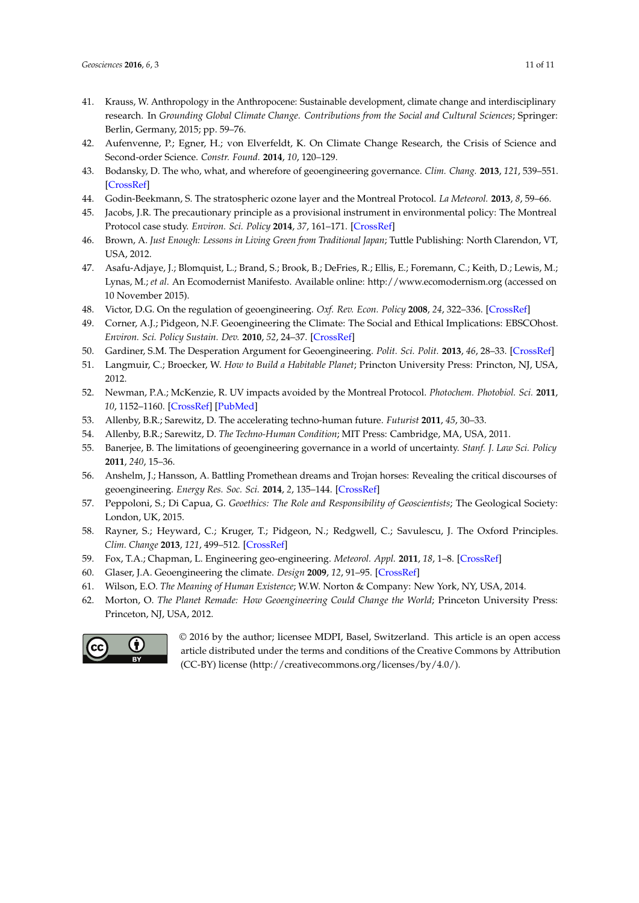41. Krauss, W. Anthropology in the Anthropocene: Sustainable development, climate change and interdisciplinary research. In *Grounding Global Climate Change. Contributions from the Social and Cultural Sciences*; Springer: Berlin, Germany, 2015; pp. 59–76.
42. Aufenvenne, P.; Egner, H.; von Elverfeldt, K. On Climate Change Research, the Crisis of Science and Second-order Science. *Constr. Found.* **2014**, *10*, 120–129.
43. Bodansky, D. The who, what, and wherefore of geoengineering governance. *Clim. Chang.* **2013**, *121*, 539–551. [CrossRef]
44. Godin-Beekmann, S. The stratospheric ozone layer and the Montreal Protocol. *La Meteorol.* **2013**, *8*, 59–66.
45. Jacobs, J.R. The precautionary principle as a provisional instrument in environmental policy: The Montreal Protocol case study. *Environ. Sci. Policy* **2014**, *37*, 161–171. [CrossRef]
46. Brown, A. *Just Enough: Lessons in Living Green from Traditional Japan*; Tuttle Publishing: North Clarendon, VT, USA, 2012.
47. Asafu-Adjaye, J.; Blomquist, L.; Brand, S.; Brook, B.; DeFries, R.; Ellis, E.; Foremann, C.; Keith, D.; Lewis, M.; Lynas, M.; *et al.* An Ecomodernist Manifesto. Available online: http://www.ecomodernism.org (accessed on 10 November 2015).
48. Victor, D.G. On the regulation of geoengineering. *Oxf. Rev. Econ. Policy* **2008**, *24*, 322–336. [CrossRef]
49. Corner, A.J.; Pidgeon, N.F. Geoengineering the Climate: The Social and Ethical Implications: EBSCOhost. *Environ. Sci. Policy Sustain. Dev.* **2010**, *52*, 24–37. [CrossRef]
50. Gardiner, S.M. The Desperation Argument for Geoengineering. *Polit. Sci. Polit.* **2013**, *46*, 28–33. [CrossRef]
51. Langmuir, C.; Broecker, W. *How to Build a Habitable Planet*; Princton University Press: Princton, NJ, USA, 2012.
52. Newman, P.A.; McKenzie, R. UV impacts avoided by the Montreal Protocol. *Photochem. Photobiol. Sci.* **2011**, *10*, 1152–1160. [CrossRef] [PubMed]
53. Allenby, B.R.; Sarewitz, D. The accelerating techno-human future. *Futurist* **2011**, *45*, 30–33.
54. Allenby, B.R.; Sarewitz, D. *The Techno-Human Condition*; MIT Press: Cambridge, MA, USA, 2011.
55. Banerjee, B. The limitations of geoengineering governance in a world of uncertainty. *Stanf. J. Law Sci. Policy* **2011**, *240*, 15–36.
56. Anshelm, J.; Hansson, A. Battling Promethean dreams and Trojan horses: Revealing the critical discourses of geoengineering. *Energy Res. Soc. Sci.* **2014**, *2*, 135–144. [CrossRef]
57. Peppoloni, S.; Di Capua, G. *Geoethics: The Role and Responsibility of Geoscientists*; The Geological Society: London, UK, 2015.
58. Rayner, S.; Heyward, C.; Kruger, T.; Pidgeon, N.; Redgwell, C.; Savulescu, J. The Oxford Principles. *Clim. Change* **2013**, *121*, 499–512. [CrossRef]
59. Fox, T.A.; Chapman, L. Engineering geo-engineering. *Meteorol. Appl.* **2011**, *18*, 1–8. [CrossRef]
60. Glaser, J.A. Geoengineering the climate. *Design* **2009**, *12*, 91–95. [CrossRef]
61. Wilson, E.O. *The Meaning of Human Existence*; W.W. Norton & Company: New York, NY, USA, 2014.
62. Morton, O. *The Planet Remade: How Geoengineering Could Change the World*; Princeton University Press: Princeton, NJ, USA, 2012.

© 2016 by the author; licensee MDPI, Basel, Switzerland. This article is an open access article distributed under the terms and conditions of the Creative Commons by Attribution (CC-BY) license (http://creativecommons.org/licenses/by/4.0/).